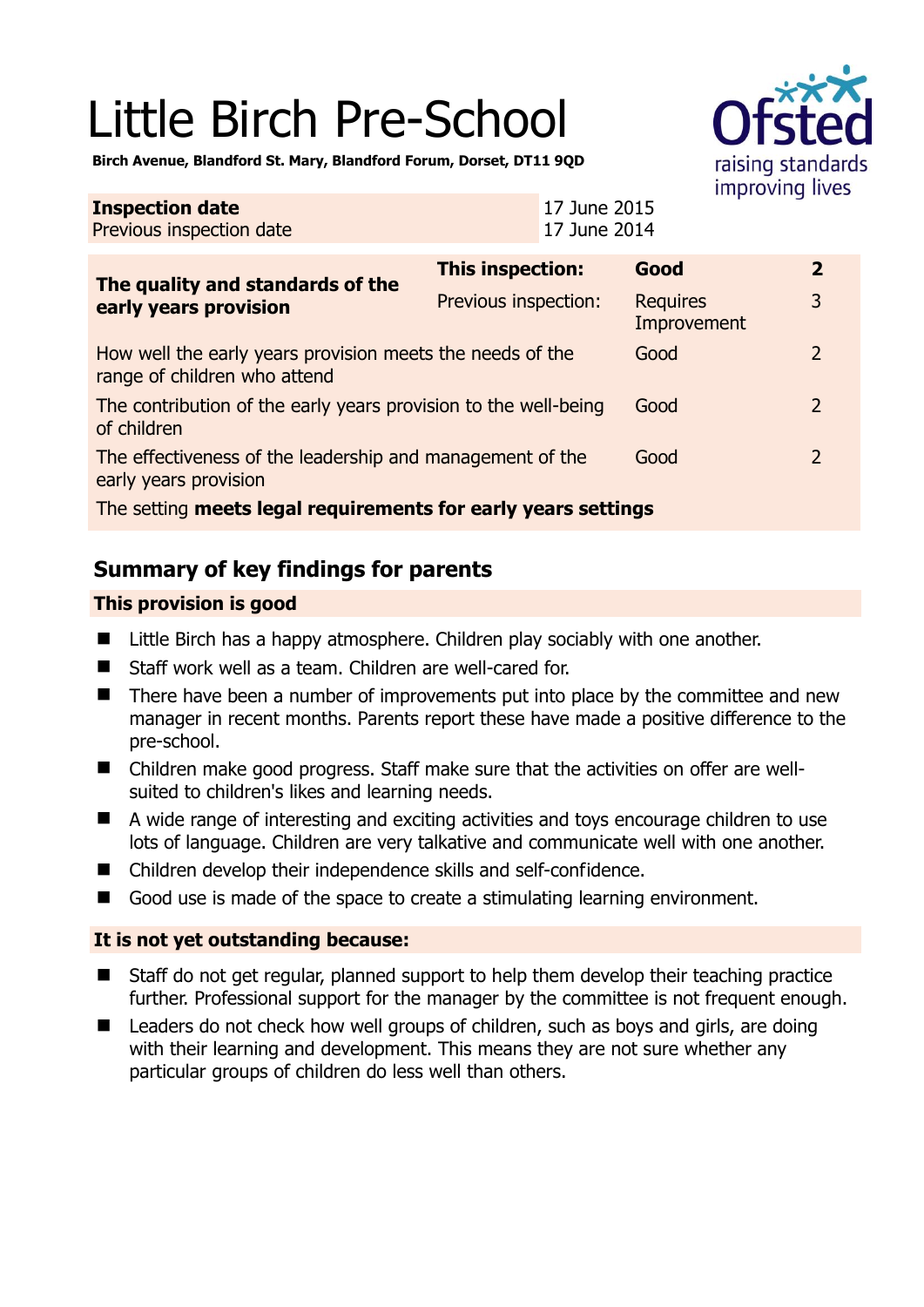# Little Birch Pre-School

**Birch Avenue, Blandford St. Mary, Blandford Forum, Dorset, DT11 9QD**

| **Inspection date** | 17 June 2015 |
|---|---|
| Previous inspection date | 17 June 2014 |

| **The quality and standards of the early years provision** | **This inspection:** | **Good** | **2** |
|---|---|---|---|
| | Previous inspection: | Requires Improvement | 3 |
| How well the early years provision meets the needs of the range of children who attend | | Good | 2 |
| The contribution of the early years provision to the well-being of children | | Good | 2 |
| The effectiveness of the leadership and management of the early years provision | | Good | 2 |
| The setting **meets legal requirements for early years settings** | | | |

## Summary of key findings for parents

### This provision is good

- Little Birch has a happy atmosphere. Children play sociably with one another.
- Staff work well as a team. Children are well-cared for.
- There have been a number of improvements put into place by the committee and new manager in recent months. Parents report these have made a positive difference to the pre-school.
- Children make good progress. Staff make sure that the activities on offer are well-suited to children's likes and learning needs.
- A wide range of interesting and exciting activities and toys encourage children to use lots of language. Children are very talkative and communicate well with one another.
- Children develop their independence skills and self-confidence.
- Good use is made of the space to create a stimulating learning environment.

### It is not yet outstanding because:

- Staff do not get regular, planned support to help them develop their teaching practice further. Professional support for the manager by the committee is not frequent enough.
- Leaders do not check how well groups of children, such as boys and girls, are doing with their learning and development. This means they are not sure whether any particular groups of children do less well than others.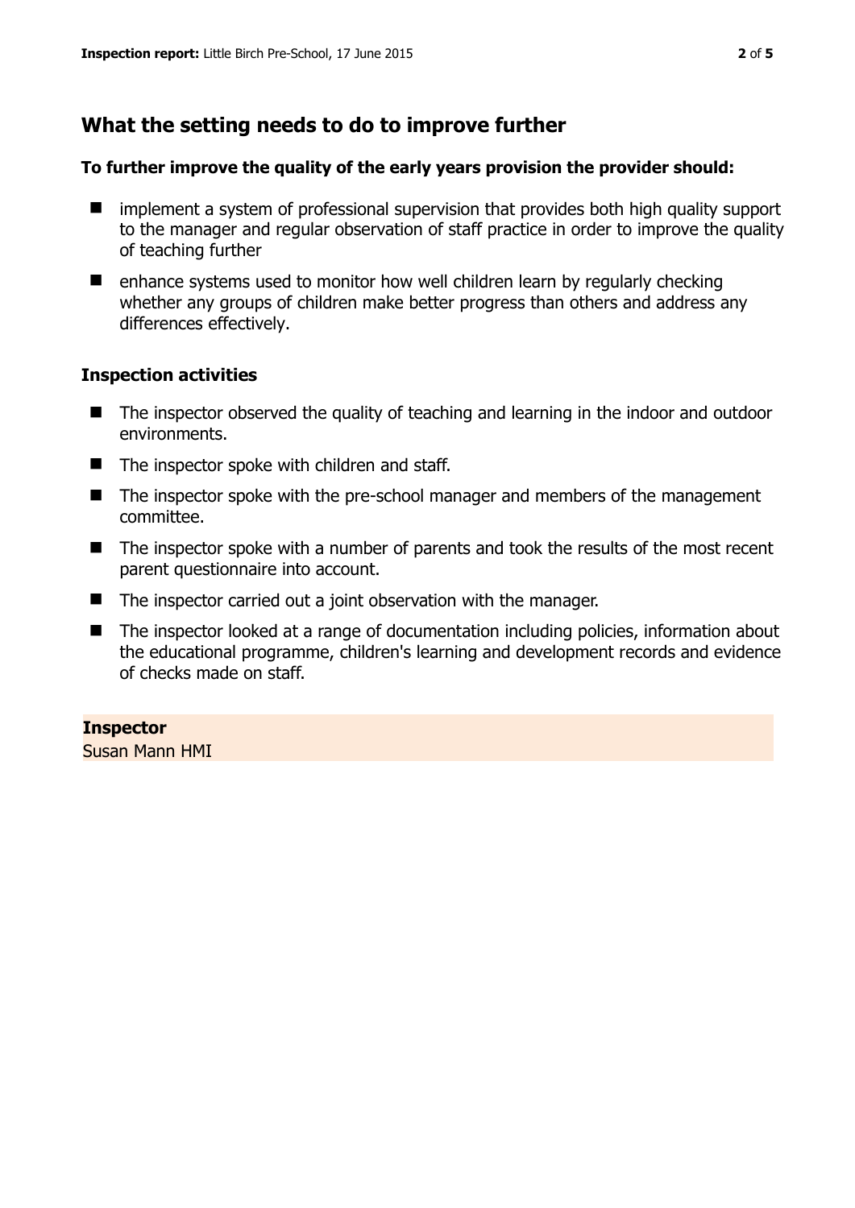## What the setting needs to do to improve further

**To further improve the quality of the early years provision the provider should:**

- implement a system of professional supervision that provides both high quality support to the manager and regular observation of staff practice in order to improve the quality of teaching further
- enhance systems used to monitor how well children learn by regularly checking whether any groups of children make better progress than others and address any differences effectively.

### Inspection activities

- The inspector observed the quality of teaching and learning in the indoor and outdoor environments.
- The inspector spoke with children and staff.
- The inspector spoke with the pre-school manager and members of the management committee.
- The inspector spoke with a number of parents and took the results of the most recent parent questionnaire into account.
- The inspector carried out a joint observation with the manager.
- The inspector looked at a range of documentation including policies, information about the educational programme, children's learning and development records and evidence of checks made on staff.

**Inspector**
Susan Mann HMI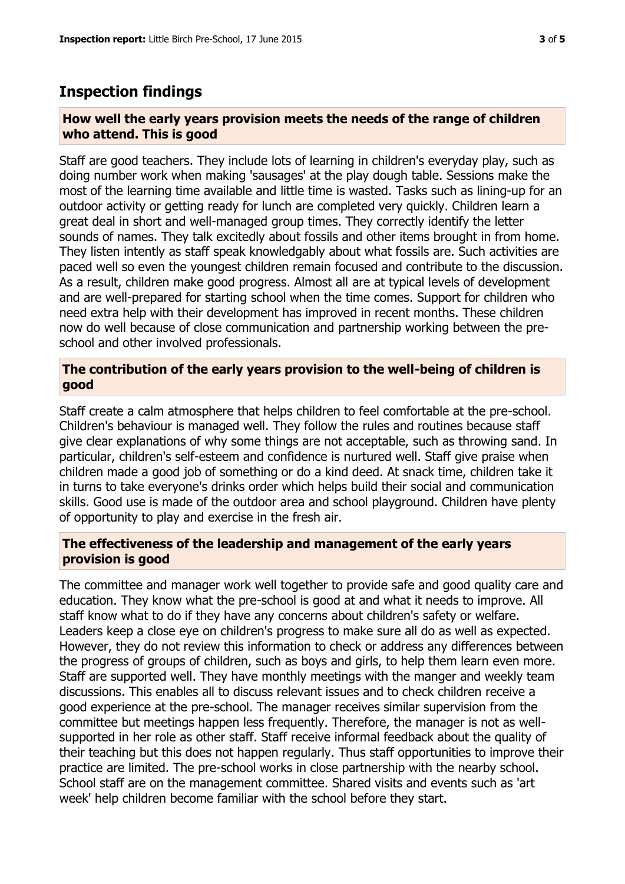## Inspection findings

### How well the early years provision meets the needs of the range of children who attend. This is good

Staff are good teachers. They include lots of learning in children's everyday play, such as doing number work when making 'sausages' at the play dough table. Sessions make the most of the learning time available and little time is wasted. Tasks such as lining-up for an outdoor activity or getting ready for lunch are completed very quickly. Children learn a great deal in short and well-managed group times. They correctly identify the letter sounds of names. They talk excitedly about fossils and other items brought in from home. They listen intently as staff speak knowledgably about what fossils are. Such activities are paced well so even the youngest children remain focused and contribute to the discussion. As a result, children make good progress. Almost all are at typical levels of development and are well-prepared for starting school when the time comes. Support for children who need extra help with their development has improved in recent months. These children now do well because of close communication and partnership working between the pre-school and other involved professionals.

### The contribution of the early years provision to the well-being of children is good

Staff create a calm atmosphere that helps children to feel comfortable at the pre-school. Children's behaviour is managed well. They follow the rules and routines because staff give clear explanations of why some things are not acceptable, such as throwing sand. In particular, children's self-esteem and confidence is nurtured well. Staff give praise when children made a good job of something or do a kind deed. At snack time, children take it in turns to take everyone's drinks order which helps build their social and communication skills. Good use is made of the outdoor area and school playground. Children have plenty of opportunity to play and exercise in the fresh air.

### The effectiveness of the leadership and management of the early years provision is good

The committee and manager work well together to provide safe and good quality care and education. They know what the pre-school is good at and what it needs to improve. All staff know what to do if they have any concerns about children's safety or welfare. Leaders keep a close eye on children's progress to make sure all do as well as expected. However, they do not review this information to check or address any differences between the progress of groups of children, such as boys and girls, to help them learn even more. Staff are supported well. They have monthly meetings with the manger and weekly team discussions. This enables all to discuss relevant issues and to check children receive a good experience at the pre-school. The manager receives similar supervision from the committee but meetings happen less frequently. Therefore, the manager is not as well-supported in her role as other staff. Staff receive informal feedback about the quality of their teaching but this does not happen regularly. Thus staff opportunities to improve their practice are limited. The pre-school works in close partnership with the nearby school. School staff are on the management committee. Shared visits and events such as 'art week' help children become familiar with the school before they start.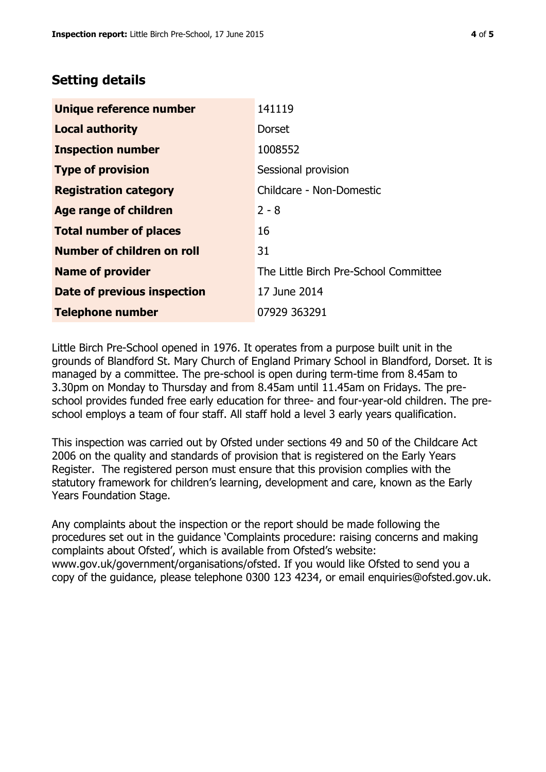## Setting details

| | |
|---|---|
| **Unique reference number** | 141119 |
| **Local authority** | Dorset |
| **Inspection number** | 1008552 |
| **Type of provision** | Sessional provision |
| **Registration category** | Childcare - Non-Domestic |
| **Age range of children** | 2 - 8 |
| **Total number of places** | 16 |
| **Number of children on roll** | 31 |
| **Name of provider** | The Little Birch Pre-School Committee |
| **Date of previous inspection** | 17 June 2014 |
| **Telephone number** | 07929 363291 |

Little Birch Pre-School opened in 1976. It operates from a purpose built unit in the grounds of Blandford St. Mary Church of England Primary School in Blandford, Dorset. It is managed by a committee. The pre-school is open during term-time from 8.45am to 3.30pm on Monday to Thursday and from 8.45am until 11.45am on Fridays. The pre-school provides funded free early education for three- and four-year-old children. The pre-school employs a team of four staff. All staff hold a level 3 early years qualification.

This inspection was carried out by Ofsted under sections 49 and 50 of the Childcare Act 2006 on the quality and standards of provision that is registered on the Early Years Register. The registered person must ensure that this provision complies with the statutory framework for children's learning, development and care, known as the Early Years Foundation Stage.

Any complaints about the inspection or the report should be made following the procedures set out in the guidance 'Complaints procedure: raising concerns and making complaints about Ofsted', which is available from Ofsted's website: www.gov.uk/government/organisations/ofsted. If you would like Ofsted to send you a copy of the guidance, please telephone 0300 123 4234, or email enquiries@ofsted.gov.uk.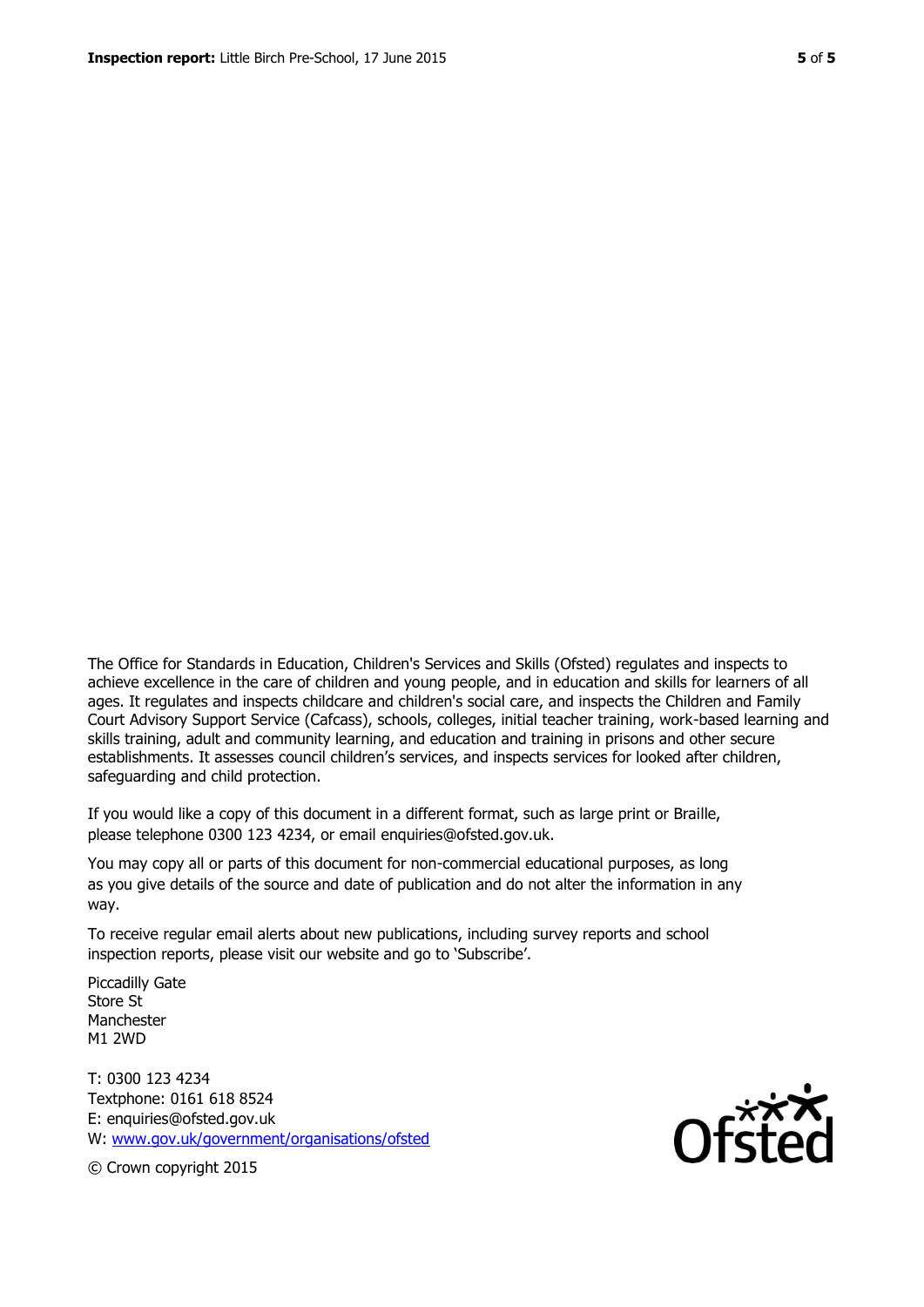The Office for Standards in Education, Children's Services and Skills (Ofsted) regulates and inspects to achieve excellence in the care of children and young people, and in education and skills for learners of all ages. It regulates and inspects childcare and children's social care, and inspects the Children and Family Court Advisory Support Service (Cafcass), schools, colleges, initial teacher training, work-based learning and skills training, adult and community learning, and education and training in prisons and other secure establishments. It assesses council children's services, and inspects services for looked after children, safeguarding and child protection.

If you would like a copy of this document in a different format, such as large print or Braille, please telephone 0300 123 4234, or email enquiries@ofsted.gov.uk.

You may copy all or parts of this document for non-commercial educational purposes, as long as you give details of the source and date of publication and do not alter the information in any way.

To receive regular email alerts about new publications, including survey reports and school inspection reports, please visit our website and go to 'Subscribe'.

Piccadilly Gate
Store St
Manchester
M1 2WD

T: 0300 123 4234
Textphone: 0161 618 8524
E: enquiries@ofsted.gov.uk
W: [www.gov.uk/government/organisations/ofsted](www.gov.uk/government/organisations/ofsted)

© Crown copyright 2015

Ofsted